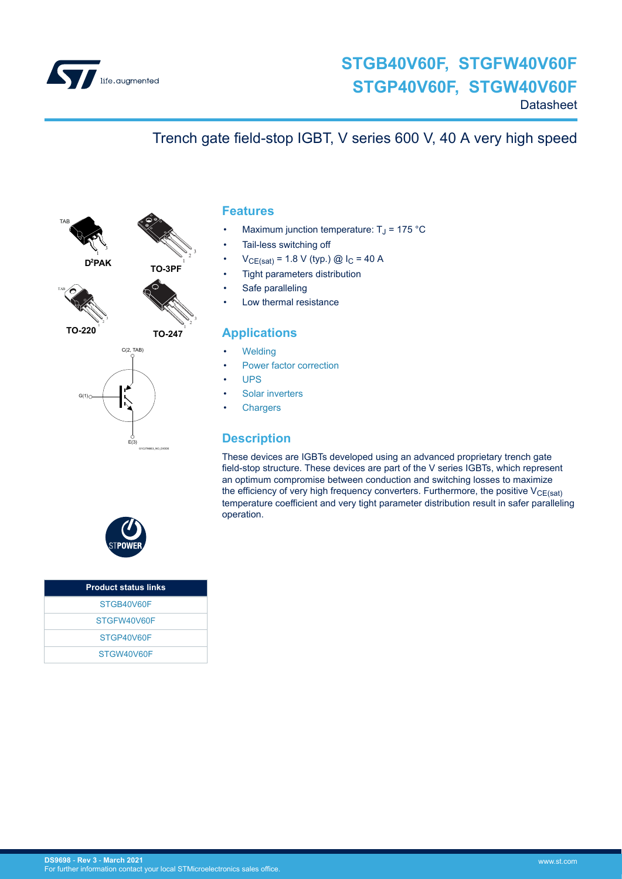# STGB40V60F, STGFW40V60F
# STGP40V60F, STGW40V60F

Datasheet

## Trench gate field-stop IGBT, V series 600 V, 40 A very high speed

D²PAK TO-3PF TO-220 TO-247

## Features

- Maximum junction temperature: $T_J$ = 175 °C
- Tail-less switching off
- $V_{CE(sat)}$ = 1.8 V (typ.) @ $I_C$ = 40 A
- Tight parameters distribution
- Safe paralleling
- Low thermal resistance

## Applications

- Welding
- Power factor correction
- UPS
- Solar inverters
- Chargers

## Description

These devices are IGBTs developed using an advanced proprietary trench gate field-stop structure. These devices are part of the V series IGBTs, which represent an optimum compromise between conduction and switching losses to maximize the efficiency of very high frequency converters. Furthermore, the positive $V_{CE(sat)}$ temperature coefficient and very tight parameter distribution result in safer paralleling operation.

| Product status links |
| --- |
| STGB40V60F |
| STGFW40V60F |
| STGP40V60F |
| STGW40V60F |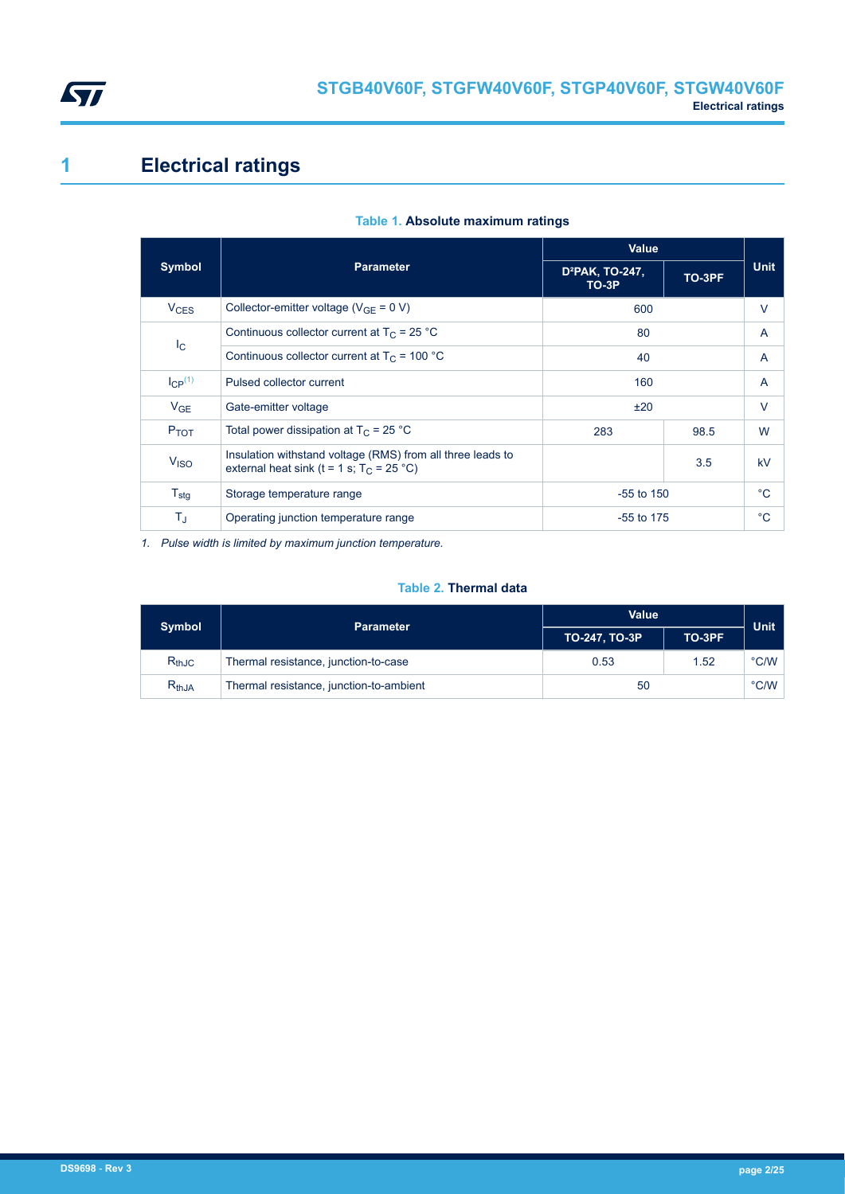# 1 Electrical ratings

**Table 1. Absolute maximum ratings**

| Symbol | Parameter | Value | | Unit |
|---|---|---|---|---|
| | | D²PAK, TO-247, TO-3P | TO-3PF | |
| $V_{CES}$ | Collector-emitter voltage ($V_{GE}$ = 0 V) | 600 | | V |
| $I_C$ | Continuous collector current at $T_C$ = 25 °C | 80 | | A |
| | Continuous collector current at $T_C$ = 100 °C | 40 | | A |
| $I_{CP}$ [(1)] | Pulsed collector current | 160 | | A |
| $V_{GE}$ | Gate-emitter voltage | ±20 | | V |
| $P_{TOT}$ | Total power dissipation at $T_C$ = 25 °C | 283 | 98.5 | W |
| $V_{ISO}$ | Insulation withstand voltage (RMS) from all three leads to external heat sink (t = 1 s; $T_C$ = 25 °C) | | 3.5 | kV |
| $T_{stg}$ | Storage temperature range | -55 to 150 | | °C |
| $T_J$ | Operating junction temperature range | -55 to 175 | | °C |

*1. Pulse width is limited by maximum junction temperature.*

**Table 2. Thermal data**

| Symbol | Parameter | Value | | Unit |
|---|---|---|---|---|
| | | TO-247, TO-3P | TO-3PF | |
| $R_{thJC}$ | Thermal resistance, junction-to-case | 0.53 | 1.52 | °C/W |
| $R_{thJA}$ | Thermal resistance, junction-to-ambient | 50 | | °C/W |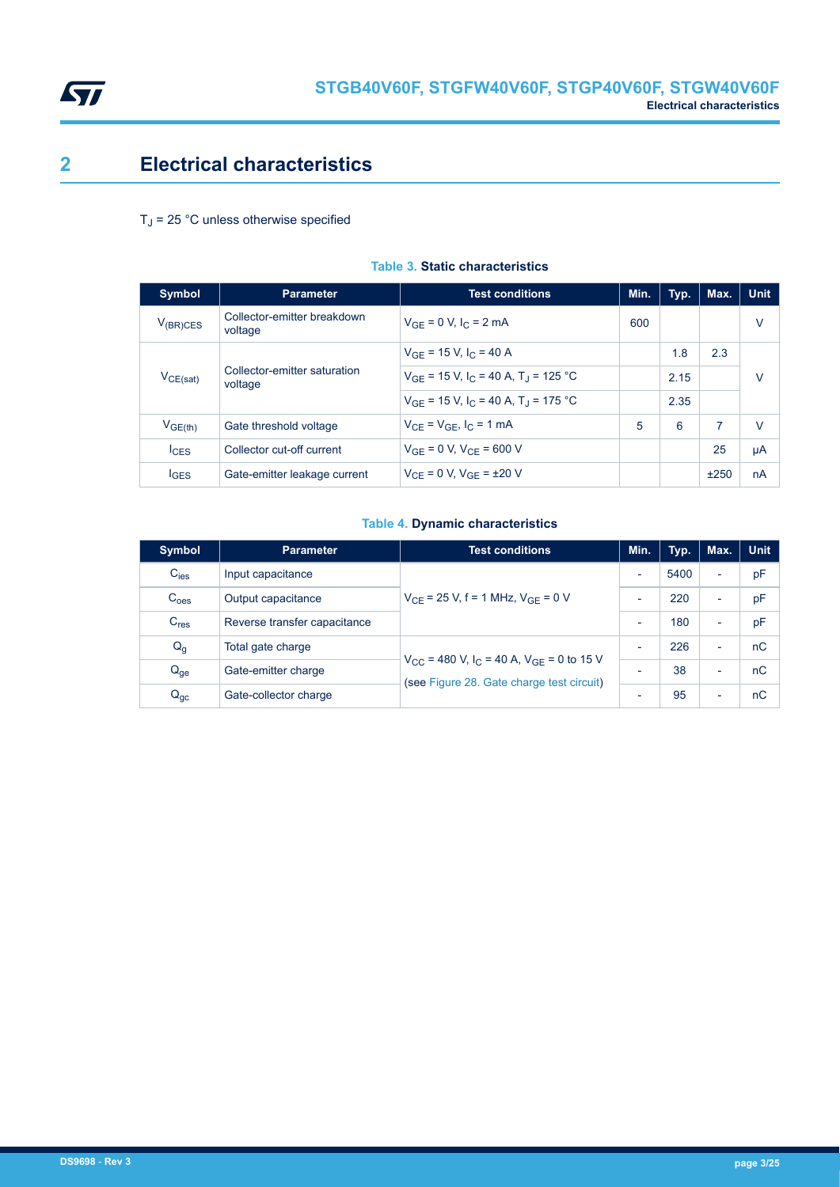# 2 Electrical characteristics

$T_J$ = 25 °C unless otherwise specified

**Table 3. Static characteristics**

| Symbol | Parameter | Test conditions | Min. | Typ. | Max. | Unit |
|---|---|---|---|---|---|---|
| $V_{(BR)CES}$ | Collector-emitter breakdown voltage | $V_{GE}$ = 0 V, $I_C$ = 2 mA | 600 | | | V |
| $V_{CE(sat)}$ | Collector-emitter saturation voltage | $V_{GE}$ = 15 V, $I_C$ = 40 A | | 1.8 | 2.3 | V |
| | | $V_{GE}$ = 15 V, $I_C$ = 40 A, $T_J$ = 125 °C | | 2.15 | | |
| | | $V_{GE}$ = 15 V, $I_C$ = 40 A, $T_J$ = 175 °C | | 2.35 | | |
| $V_{GE(th)}$ | Gate threshold voltage | $V_{CE}$ = $V_{GE}$, $I_C$ = 1 mA | 5 | 6 | 7 | V |
| $I_{CES}$ | Collector cut-off current | $V_{GE}$ = 0 V, $V_{CE}$ = 600 V | | | 25 | µA |
| $I_{GES}$ | Gate-emitter leakage current | $V_{CE}$ = 0 V, $V_{GE}$ = ±20 V | | | ±250 | nA |

**Table 4. Dynamic characteristics**

| Symbol | Parameter | Test conditions | Min. | Typ. | Max. | Unit |
|---|---|---|---|---|---|---|
| $C_{ies}$ | Input capacitance | $V_{CE}$ = 25 V, f = 1 MHz, $V_{GE}$ = 0 V | - | 5400 | - | pF |
| $C_{oes}$ | Output capacitance | | - | 220 | - | pF |
| $C_{res}$ | Reverse transfer capacitance | | - | 180 | - | pF |
| $Q_g$ | Total gate charge | $V_{CC}$ = 480 V, $I_C$ = 40 A, $V_{GE}$ = 0 to 15 V (see Figure 28. Gate charge test circuit) | - | 226 | - | nC |
| $Q_{ge}$ | Gate-emitter charge | | - | 38 | - | nC |
| $Q_{gc}$ | Gate-collector charge | | - | 95 | - | nC |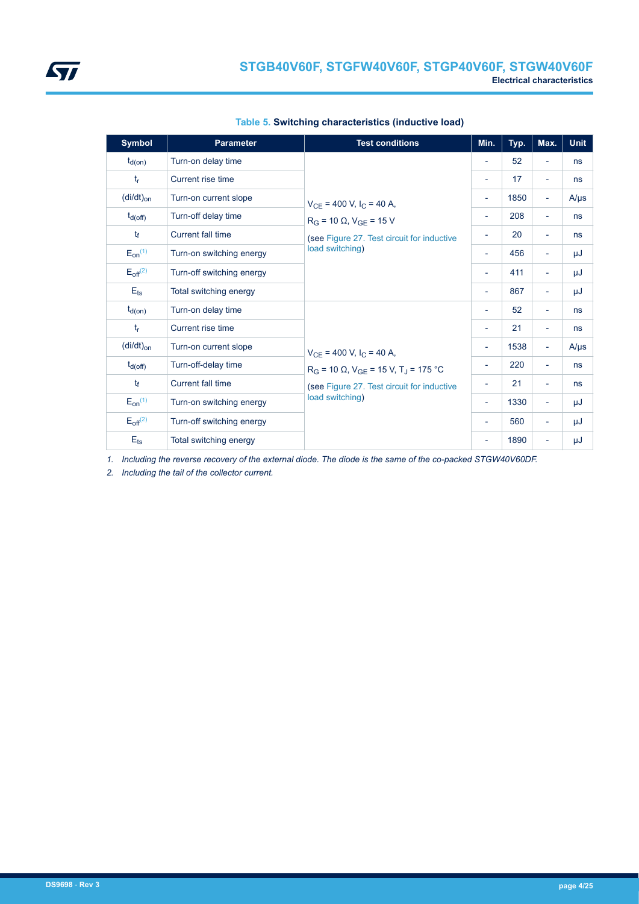**Table 5. Switching characteristics (inductive load)**

| Symbol | Parameter | Test conditions | Min. | Typ. | Max. | Unit |
|---|---|---|---|---|---|---|
| $t_{d(on)}$ | Turn-on delay time | $V_{CE}$ = 400 V, $I_C$ = 40 A, $R_G$ = 10 Ω, $V_{GE}$ = 15 V (see Figure 27. Test circuit for inductive load switching) | - | 52 | - | ns |
| $t_r$ | Current rise time | | - | 17 | - | ns |
| $(di/dt)_{on}$ | Turn-on current slope | | - | 1850 | - | A/μs |
| $t_{d(off)}$ | Turn-off delay time | | - | 208 | - | ns |
| $t_f$ | Current fall time | | - | 20 | - | ns |
| $E_{on}$ (1) | Turn-on switching energy | | - | 456 | - | μJ |
| $E_{off}$ (2) | Turn-off switching energy | | - | 411 | - | μJ |
| $E_{ts}$ | Total switching energy | | - | 867 | - | μJ |
| $t_{d(on)}$ | Turn-on delay time | $V_{CE}$ = 400 V, $I_C$ = 40 A, $R_G$ = 10 Ω, $V_{GE}$ = 15 V, $T_J$ = 175 °C (see Figure 27. Test circuit for inductive load switching) | - | 52 | - | ns |
| $t_r$ | Current rise time | | - | 21 | - | ns |
| $(di/dt)_{on}$ | Turn-on current slope | | - | 1538 | - | A/μs |
| $t_{d(off)}$ | Turn-off-delay time | | - | 220 | - | ns |
| $t_f$ | Current fall time | | - | 21 | - | ns |
| $E_{on}$ (1) | Turn-on switching energy | | - | 1330 | - | μJ |
| $E_{off}$ (2) | Turn-off switching energy | | - | 560 | - | μJ |
| $E_{ts}$ | Total switching energy | | - | 1890 | - | μJ |

1. *Including the reverse recovery of the external diode. The diode is the same of the co-packed STGW40V60DF.*
2. *Including the tail of the collector current.*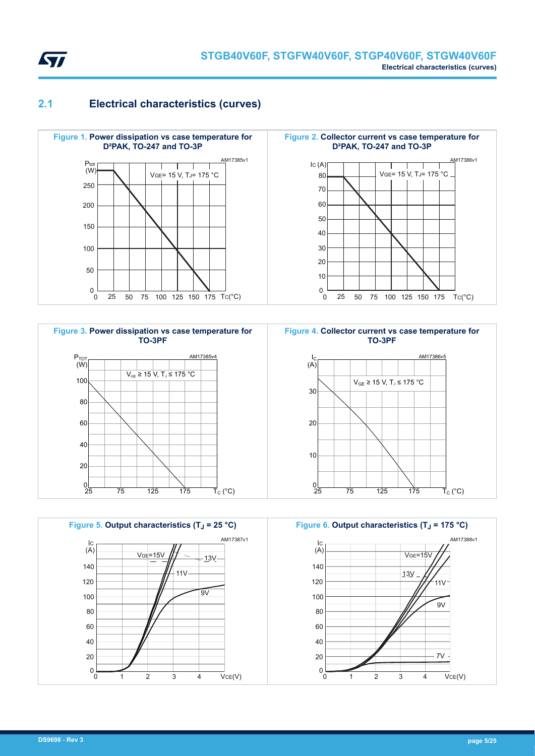## 2.1 Electrical characteristics (curves)

**Figure 1.** Power dissipation vs case temperature for D²PAK, TO-247 and TO-3P

**Figure 2.** Collector current vs case temperature for D²PAK, TO-247 and TO-3P

**Figure 3.** Power dissipation vs case temperature for TO-3PF

**Figure 4.** Collector current vs case temperature for TO-3PF

**Figure 5.** Output characteristics ($T_J$ = 25 °C)

**Figure 6.** Output characteristics ($T_J$ = 175 °C)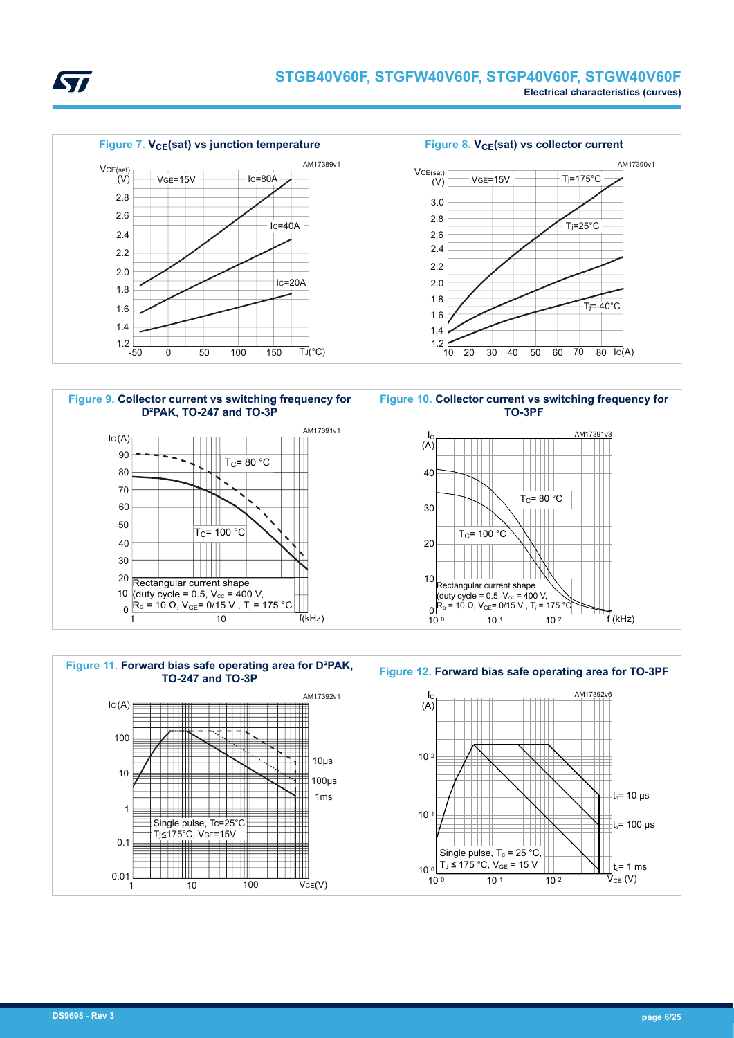**Figure 7.** $V_{CE}$**(sat) vs junction temperature**

**Figure 8.** $V_{CE}$**(sat) vs collector current**

**Figure 9. Collector current vs switching frequency for D²PAK, TO-247 and TO-3P**

**Figure 10. Collector current vs switching frequency for TO-3PF**

**Figure 11. Forward bias safe operating area for D²PAK, TO-247 and TO-3P**

**Figure 12. Forward bias safe operating area for TO-3PF**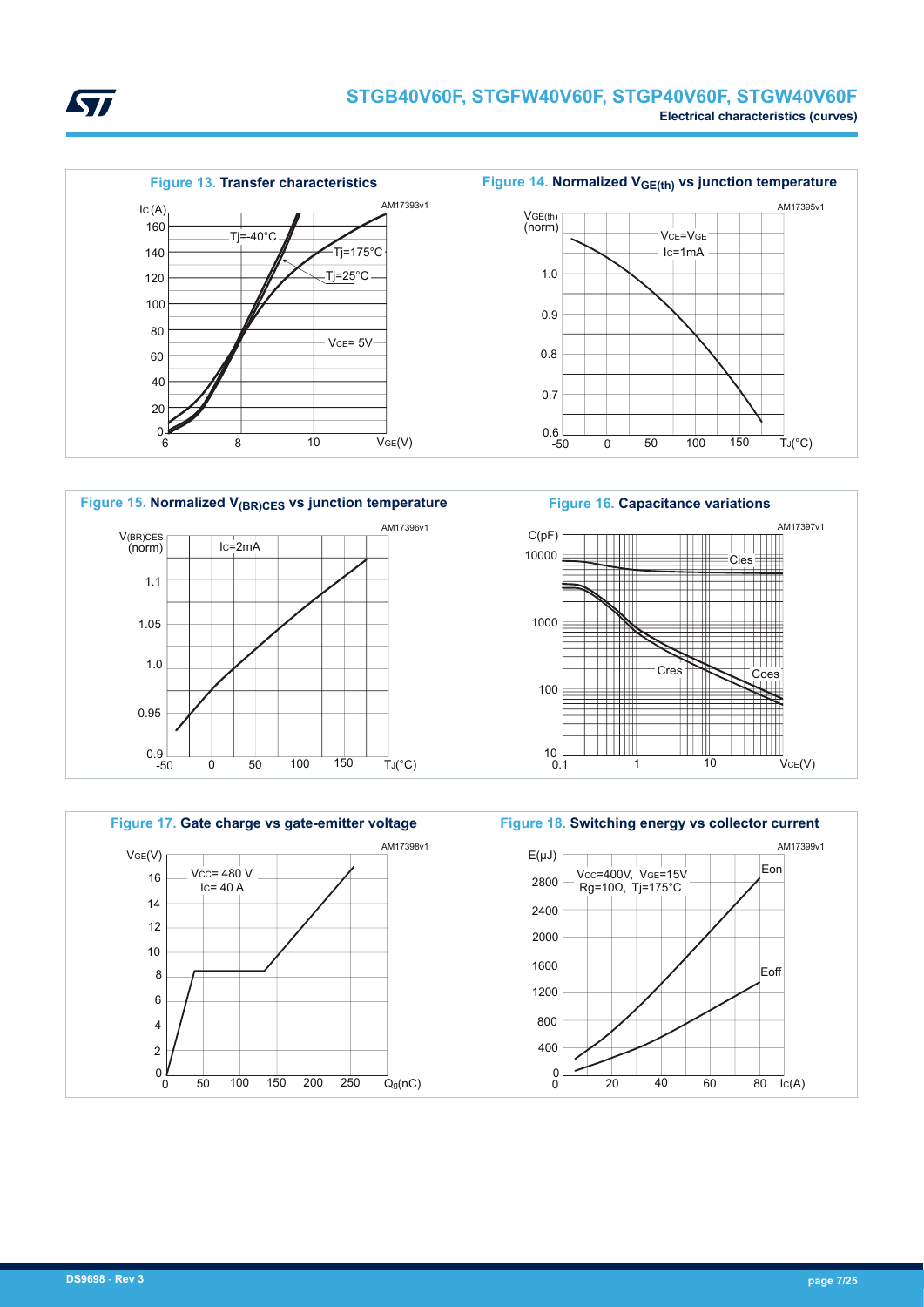**Figure 13. Transfer characteristics**

AM17393v1

$I_C$ (A); $V_{GE}$(V); Tj=-40°C; Tj=175°C; Tj=25°C; $V_{CE}$= 5V

**Figure 14. Normalized $V_{GE(th)}$ vs junction temperature**

AM17395v1

$V_{GE(th)}$ (norm); $T_J$(°C); $V_{CE}$=$V_{GE}$; $I_C$=1mA

**Figure 15. Normalized $V_{(BR)CES}$ vs junction temperature**

AM17396v1

$V_{(BR)CES}$ (norm); $T_J$(°C); $I_C$=2mA

**Figure 16. Capacitance variations**

AM17397v1

C(pF); $V_{CE}$(V); Cies; Coes; Cres

**Figure 17. Gate charge vs gate-emitter voltage**

AM17398v1

$V_{GE}$(V); $Q_g$(nC); $V_{CC}$= 480 V; $I_C$= 40 A

**Figure 18. Switching energy vs collector current**

AM17399v1

E(μJ); $I_C$(A); $V_{CC}$=400V, $V_{GE}$=15V; Rg=10Ω, Tj=175°C; Eon; Eoff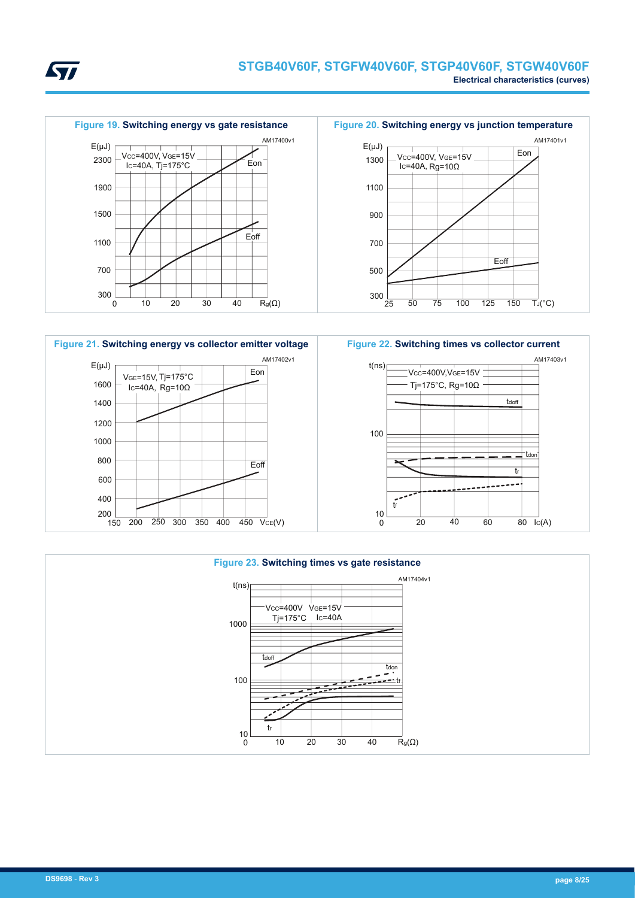**Figure 19. Switching energy vs gate resistance**

**Figure 20. Switching energy vs junction temperature**

**Figure 21. Switching energy vs collector emitter voltage**

**Figure 22. Switching times vs collector current**

**Figure 23. Switching times vs gate resistance**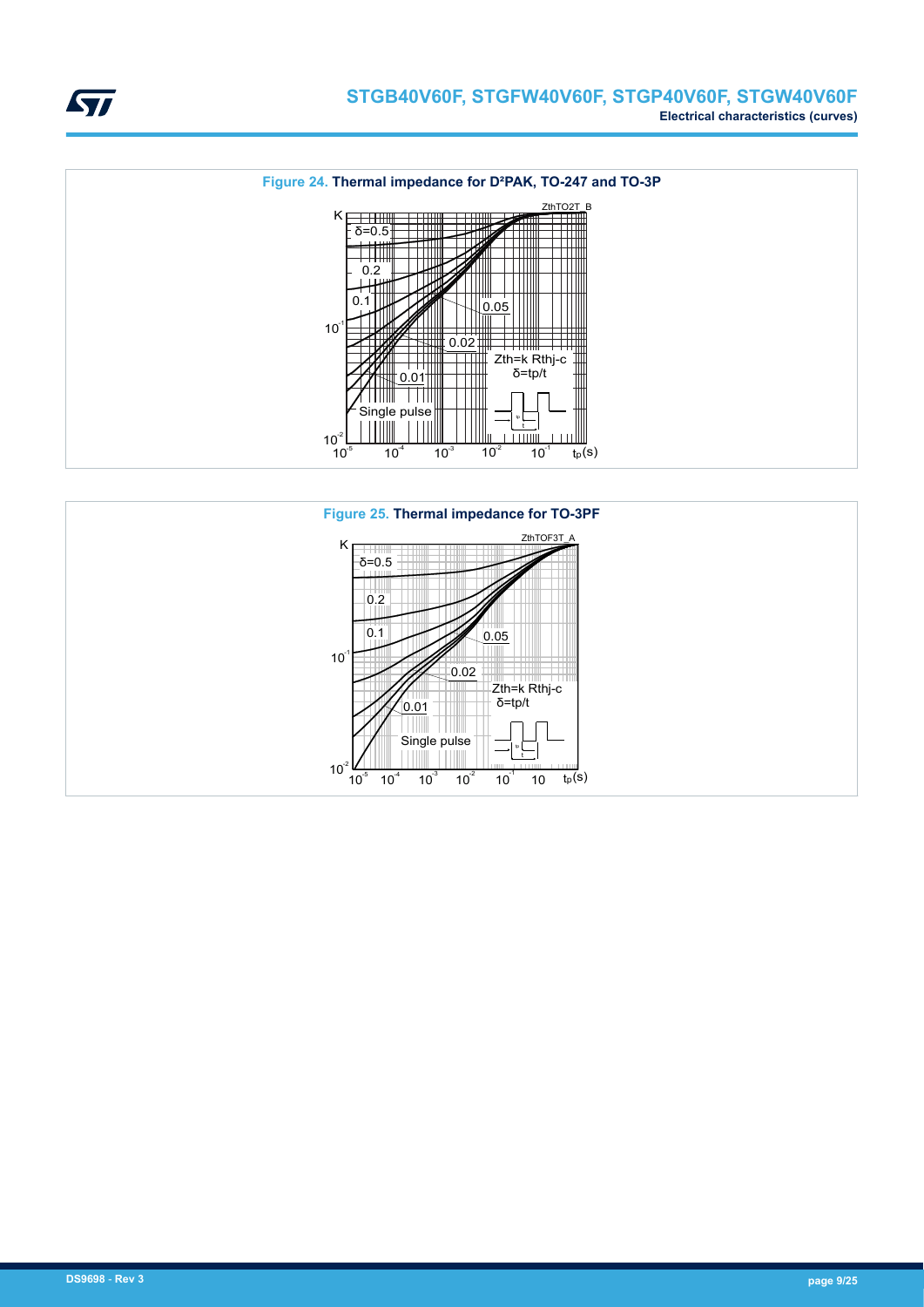Figure 24. Thermal impedance for D²PAK, TO-247 and TO-3P

Figure 25. Thermal impedance for TO-3PF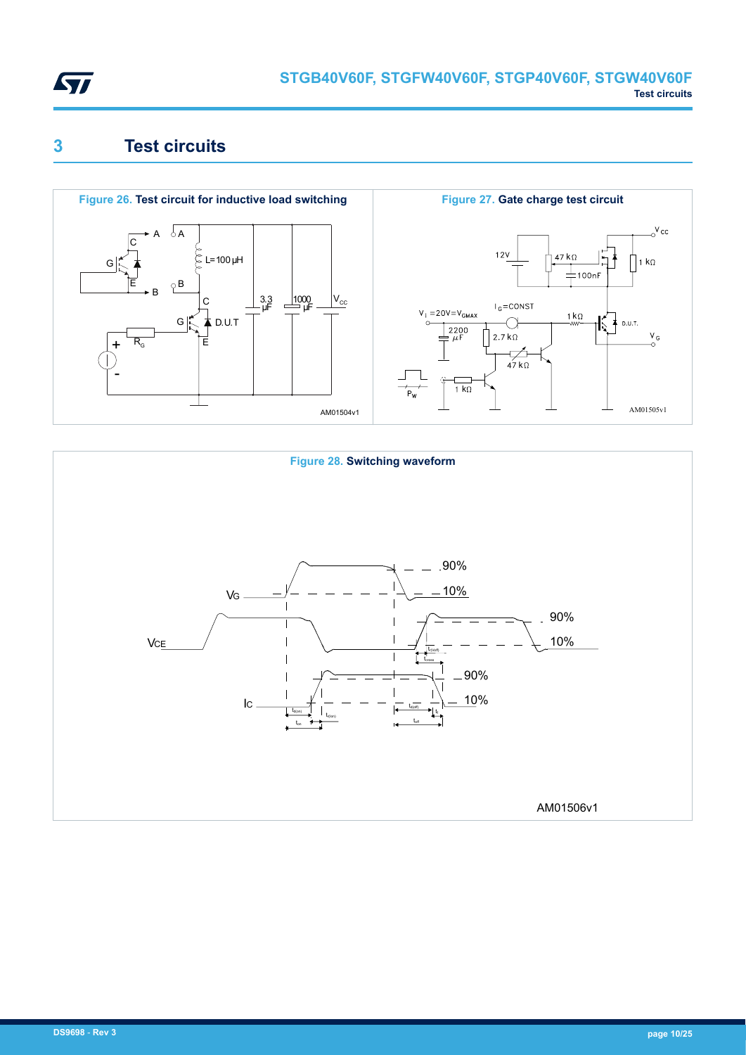# 3 Test circuits

**Figure 26. Test circuit for inductive load switching**

**Figure 27. Gate charge test circuit**

**Figure 28. Switching waveform**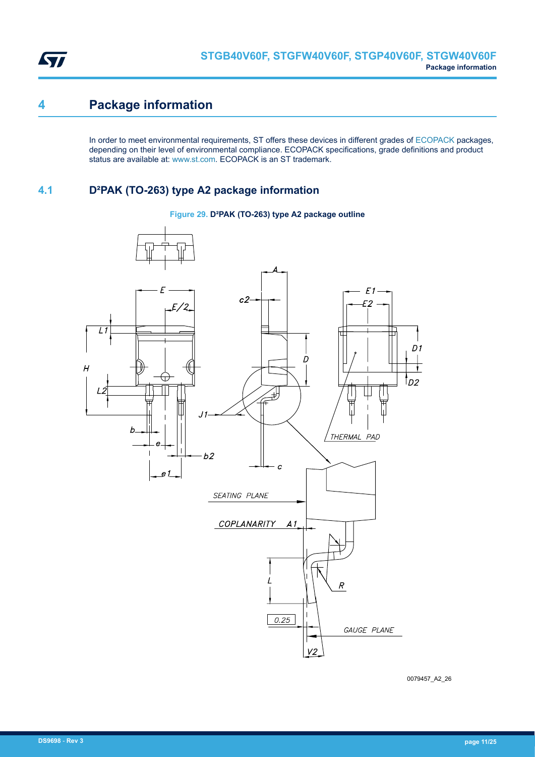# 4 Package information

In order to meet environmental requirements, ST offers these devices in different grades of ECOPACK packages, depending on their level of environmental compliance. ECOPACK specifications, grade definitions and product status are available at: www.st.com. ECOPACK is an ST trademark.

## 4.1 D²PAK (TO-263) type A2 package information

**Figure 29. D²PAK (TO-263) type A2 package outline**

0079457_A2_26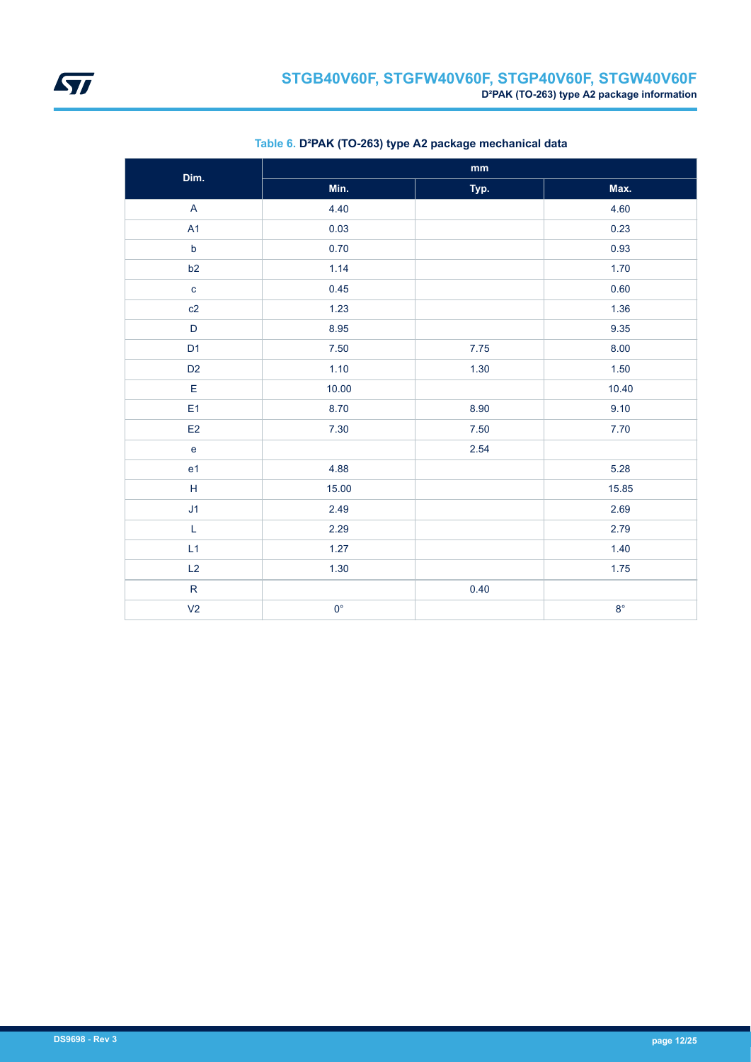**Table 6. D²PAK (TO-263) type A2 package mechanical data**

| Dim. | mm | | |
|---|---|---|---|
| | Min. | Typ. | Max. |
| A | 4.40 | | 4.60 |
| A1 | 0.03 | | 0.23 |
| b | 0.70 | | 0.93 |
| b2 | 1.14 | | 1.70 |
| c | 0.45 | | 0.60 |
| c2 | 1.23 | | 1.36 |
| D | 8.95 | | 9.35 |
| D1 | 7.50 | 7.75 | 8.00 |
| D2 | 1.10 | 1.30 | 1.50 |
| E | 10.00 | | 10.40 |
| E1 | 8.70 | 8.90 | 9.10 |
| E2 | 7.30 | 7.50 | 7.70 |
| e | | 2.54 | |
| e1 | 4.88 | | 5.28 |
| H | 15.00 | | 15.85 |
| J1 | 2.49 | | 2.69 |
| L | 2.29 | | 2.79 |
| L1 | 1.27 | | 1.40 |
| L2 | 1.30 | | 1.75 |
| R | | 0.40 | |
| V2 | 0° | | 8° |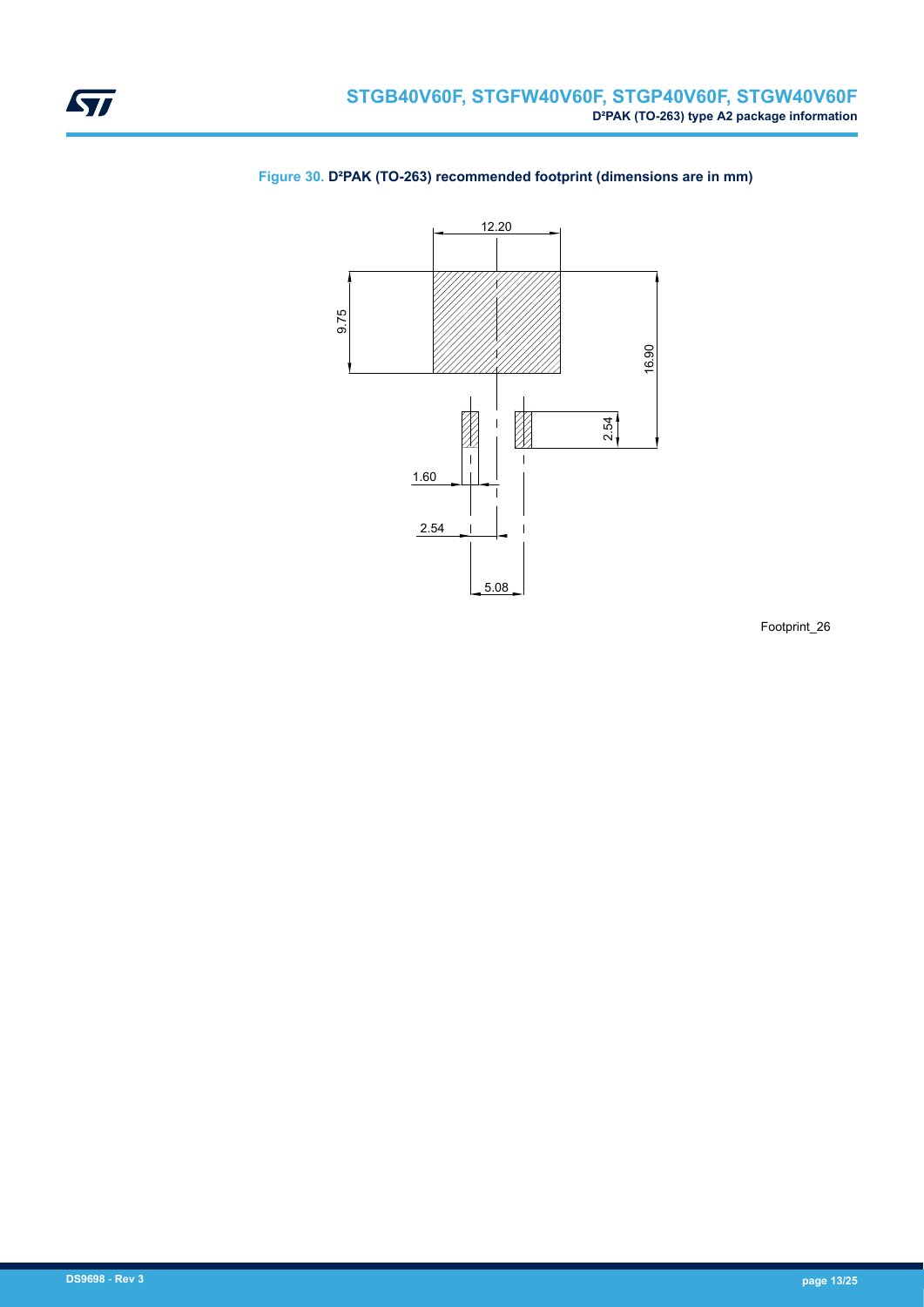Figure 30. D²PAK (TO-263) recommended footprint (dimensions are in mm)

12.20

9.75

16.90

2.54

1.60

2.54

5.08

Footprint_26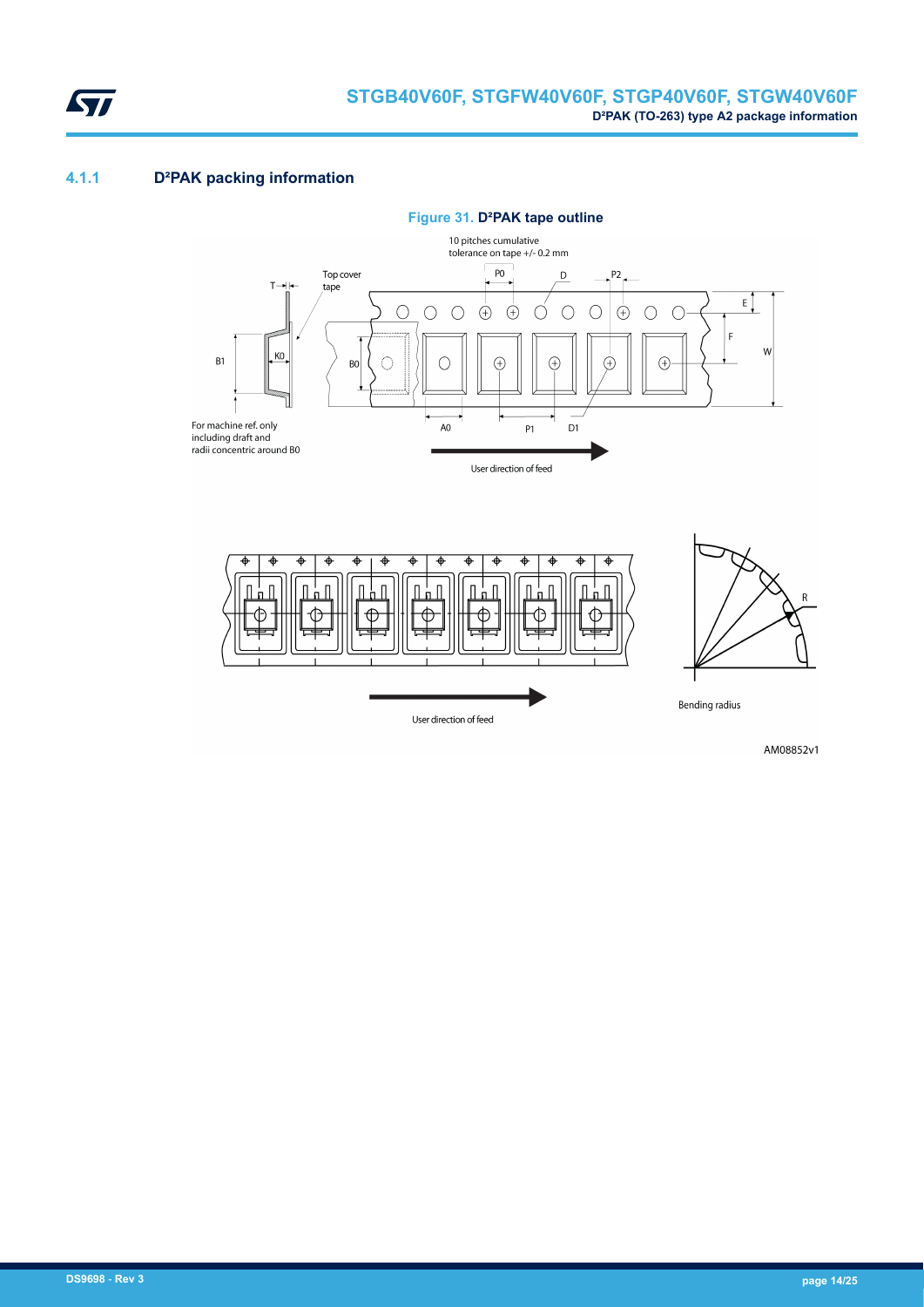### 4.1.1 D²PAK packing information

**Figure 31. D²PAK tape outline**

10 pitches cumulative tolerance on tape +/- 0.2 mm

Top cover tape

For machine ref. only including draft and radii concentric around B0

User direction of feed

User direction of feed

Bending radius

AM08852v1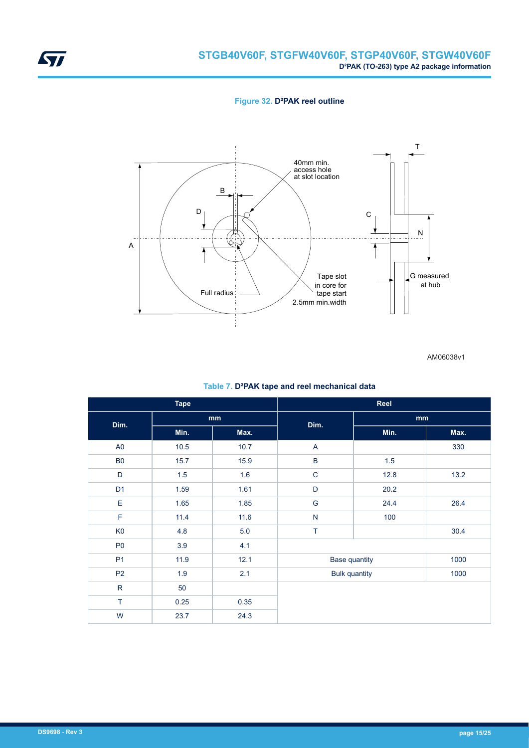**Figure 32. D²PAK reel outline**

AM06038v1

**Table 7. D²PAK tape and reel mechanical data**

| Tape | | | Reel | | |
|---|---|---|---|---|---|
| Dim. | mm | | Dim. | mm | |
| | Min. | Max. | | Min. | Max. |
| A0 | 10.5 | 10.7 | A | | 330 |
| B0 | 15.7 | 15.9 | B | 1.5 | |
| D | 1.5 | 1.6 | C | 12.8 | 13.2 |
| D1 | 1.59 | 1.61 | D | 20.2 | |
| E | 1.65 | 1.85 | G | 24.4 | 26.4 |
| F | 11.4 | 11.6 | N | 100 | |
| K0 | 4.8 | 5.0 | T | | 30.4 |
| P0 | 3.9 | 4.1 | | | |
| P1 | 11.9 | 12.1 | Base quantity | | 1000 |
| P2 | 1.9 | 2.1 | Bulk quantity | | 1000 |
| R | 50 | | | | |
| T | 0.25 | 0.35 | | | |
| W | 23.7 | 24.3 | | | |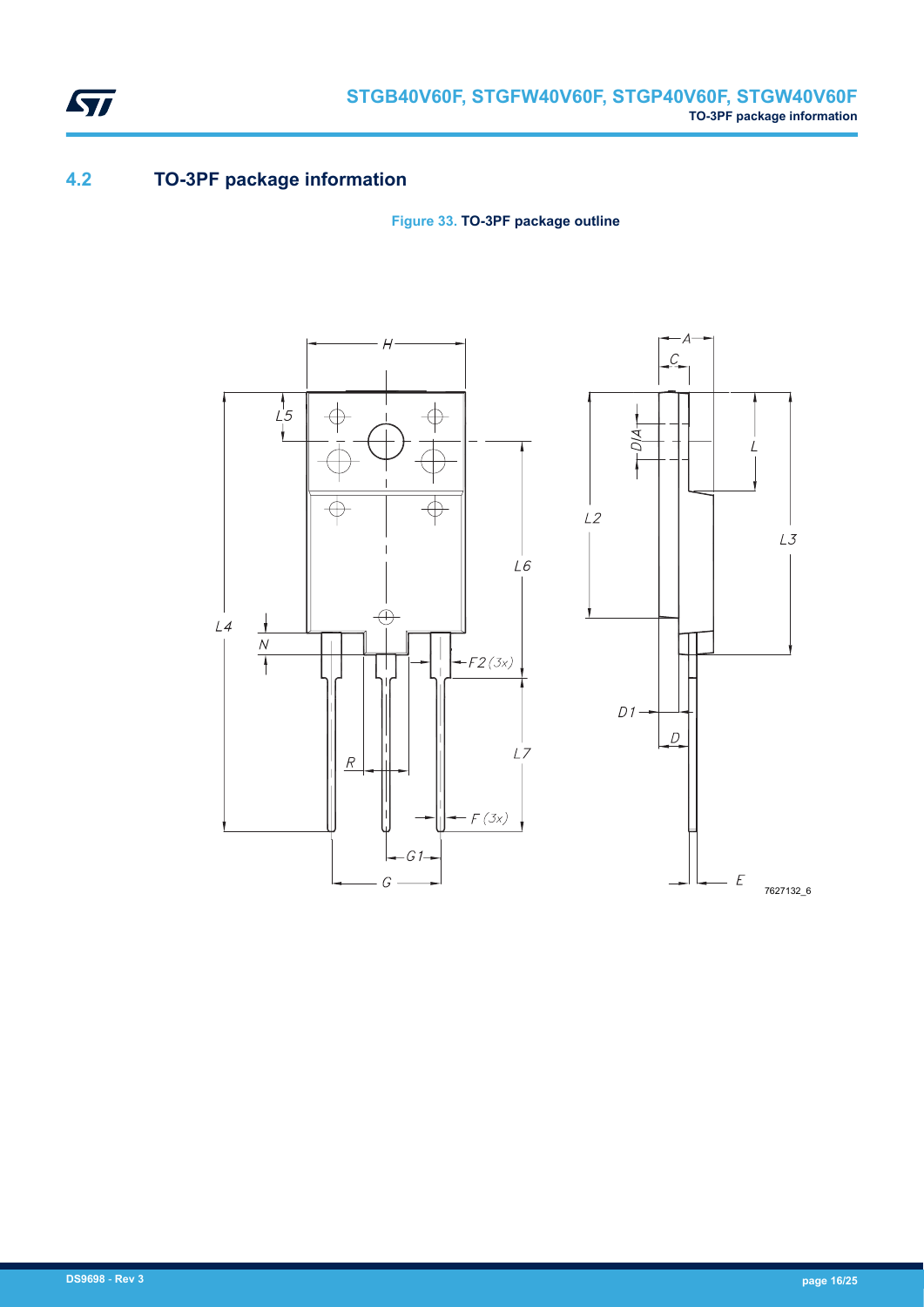## 4.2 TO-3PF package information

**Figure 33. TO-3PF package outline**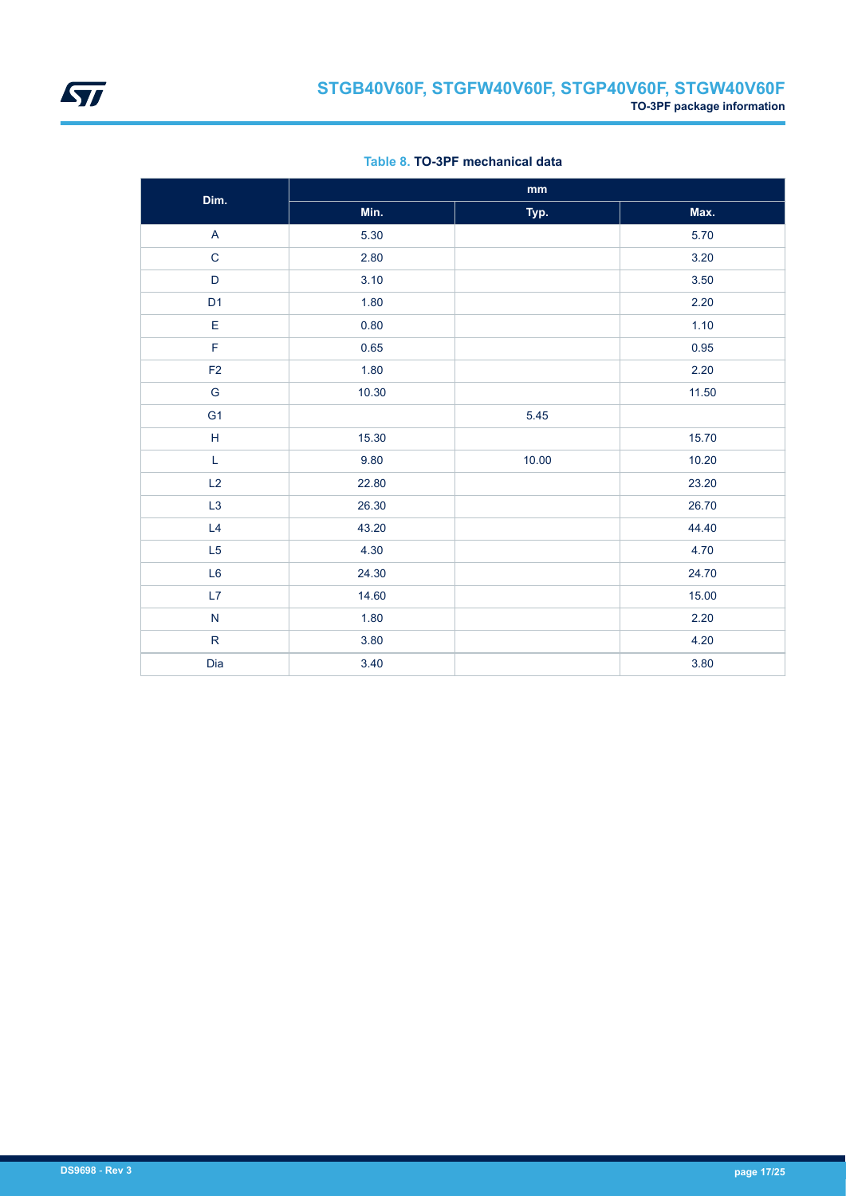**Table 8. TO-3PF mechanical data**

| Dim. | mm | | |
|---|---|---|---|
| | Min. | Typ. | Max. |
| A | 5.30 | | 5.70 |
| C | 2.80 | | 3.20 |
| D | 3.10 | | 3.50 |
| D1 | 1.80 | | 2.20 |
| E | 0.80 | | 1.10 |
| F | 0.65 | | 0.95 |
| F2 | 1.80 | | 2.20 |
| G | 10.30 | | 11.50 |
| G1 | | 5.45 | |
| H | 15.30 | | 15.70 |
| L | 9.80 | 10.00 | 10.20 |
| L2 | 22.80 | | 23.20 |
| L3 | 26.30 | | 26.70 |
| L4 | 43.20 | | 44.40 |
| L5 | 4.30 | | 4.70 |
| L6 | 24.30 | | 24.70 |
| L7 | 14.60 | | 15.00 |
| N | 1.80 | | 2.20 |
| R | 3.80 | | 4.20 |
| Dia | 3.40 | | 3.80 |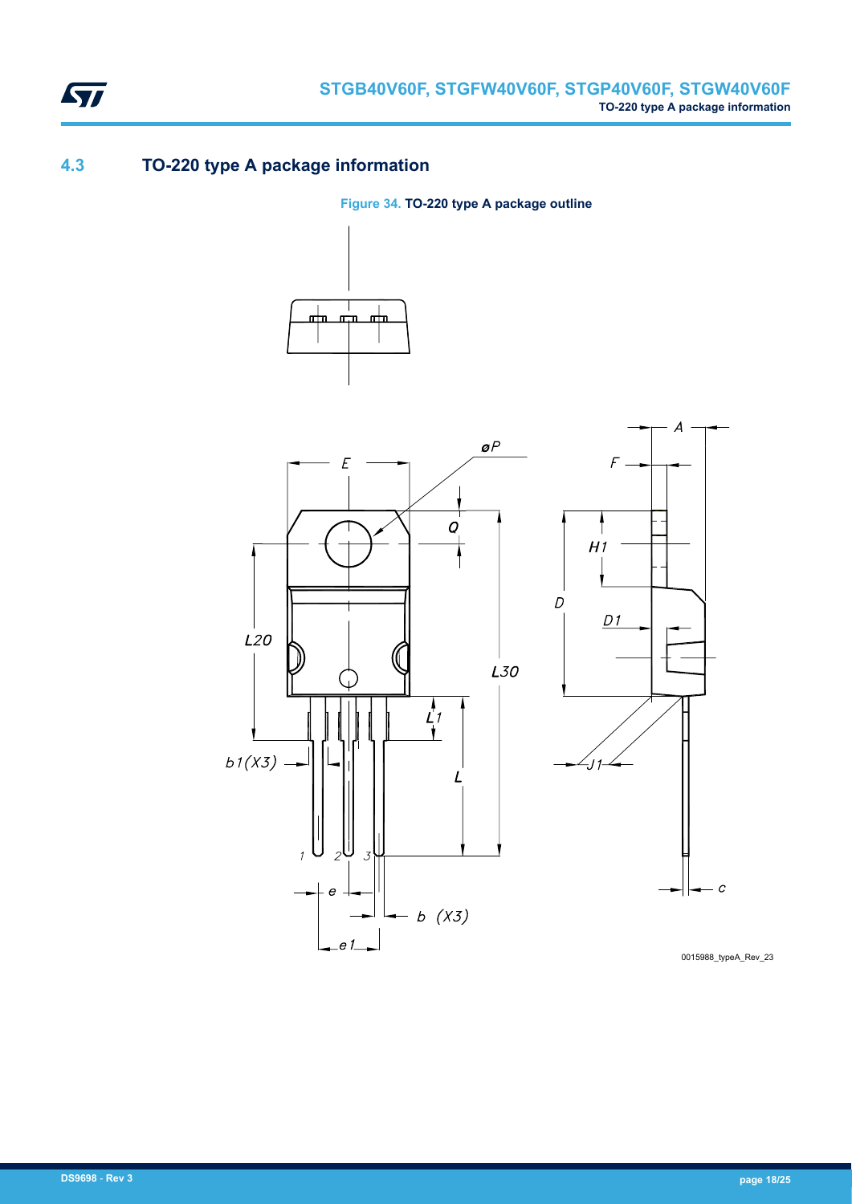## 4.3 TO-220 type A package information

Figure 34. **TO-220 type A package outline**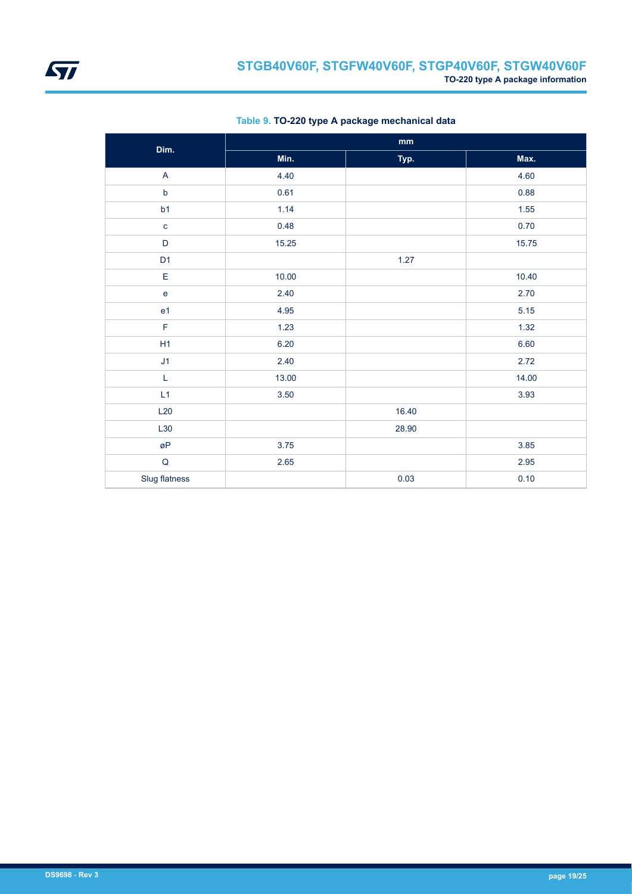**Table 9. TO-220 type A package mechanical data**

| Dim. | mm | | |
|---|---|---|---|
| | Min. | Typ. | Max. |
| A | 4.40 | | 4.60 |
| b | 0.61 | | 0.88 |
| b1 | 1.14 | | 1.55 |
| c | 0.48 | | 0.70 |
| D | 15.25 | | 15.75 |
| D1 | | 1.27 | |
| E | 10.00 | | 10.40 |
| e | 2.40 | | 2.70 |
| e1 | 4.95 | | 5.15 |
| F | 1.23 | | 1.32 |
| H1 | 6.20 | | 6.60 |
| J1 | 2.40 | | 2.72 |
| L | 13.00 | | 14.00 |
| L1 | 3.50 | | 3.93 |
| L20 | | 16.40 | |
| L30 | | 28.90 | |
| øP | 3.75 | | 3.85 |
| Q | 2.65 | | 2.95 |
| Slug flatness | | 0.03 | 0.10 |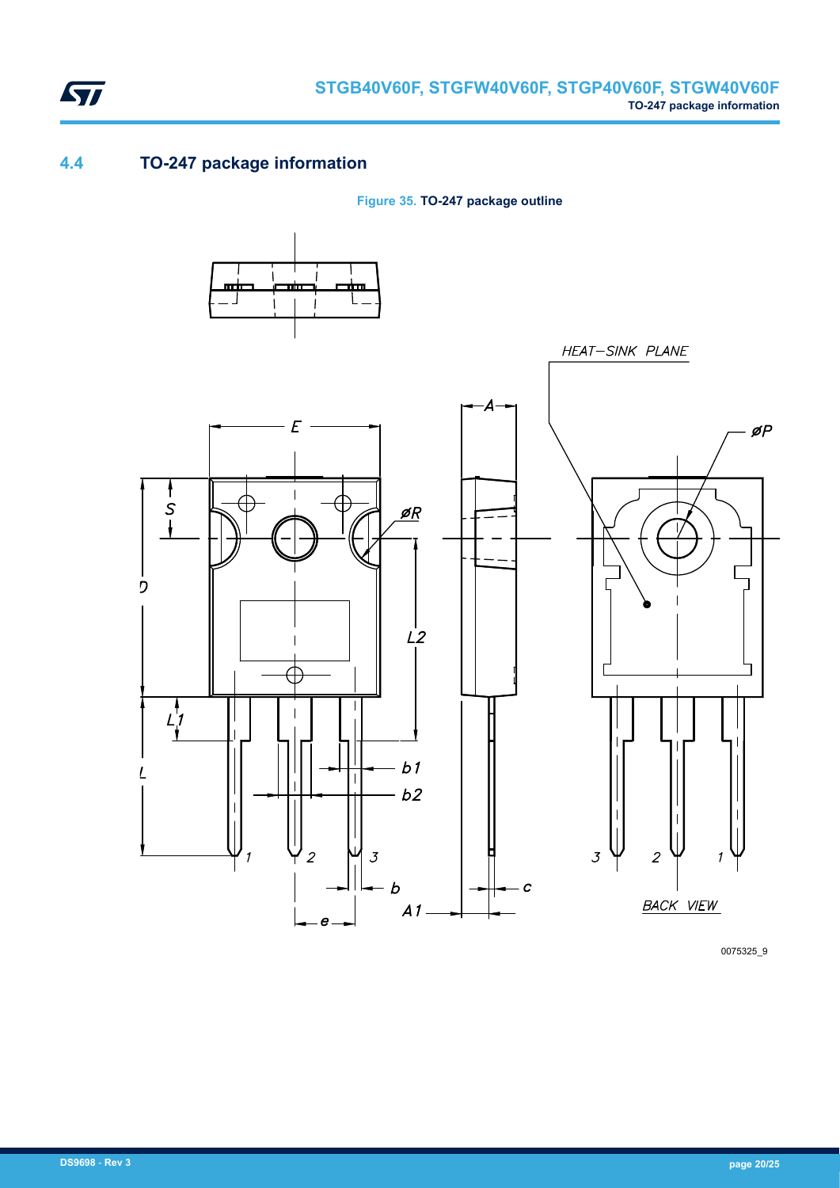## 4.4 TO-247 package information

**Figure 35. TO-247 package outline**

0075325_9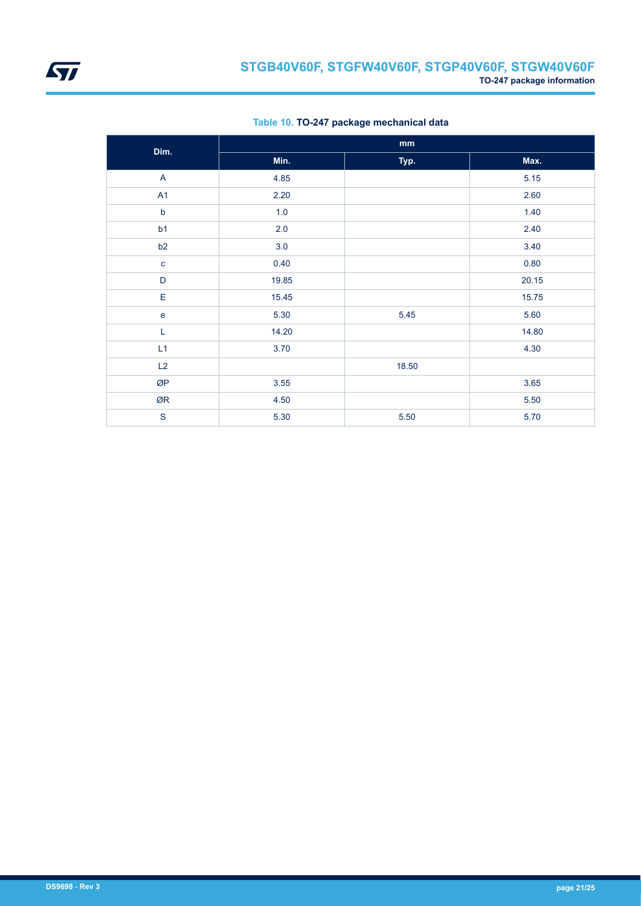**Table 10. TO-247 package mechanical data**

| Dim. | mm | | |
|---|---|---|---|
| | Min. | Typ. | Max. |
| A | 4.85 | | 5.15 |
| A1 | 2.20 | | 2.60 |
| b | 1.0 | | 1.40 |
| b1 | 2.0 | | 2.40 |
| b2 | 3.0 | | 3.40 |
| c | 0.40 | | 0.80 |
| D | 19.85 | | 20.15 |
| E | 15.45 | | 15.75 |
| e | 5.30 | 5.45 | 5.60 |
| L | 14.20 | | 14.80 |
| L1 | 3.70 | | 4.30 |
| L2 | | 18.50 | |
| ØP | 3.55 | | 3.65 |
| ØR | 4.50 | | 5.50 |
| S | 5.30 | 5.50 | 5.70 |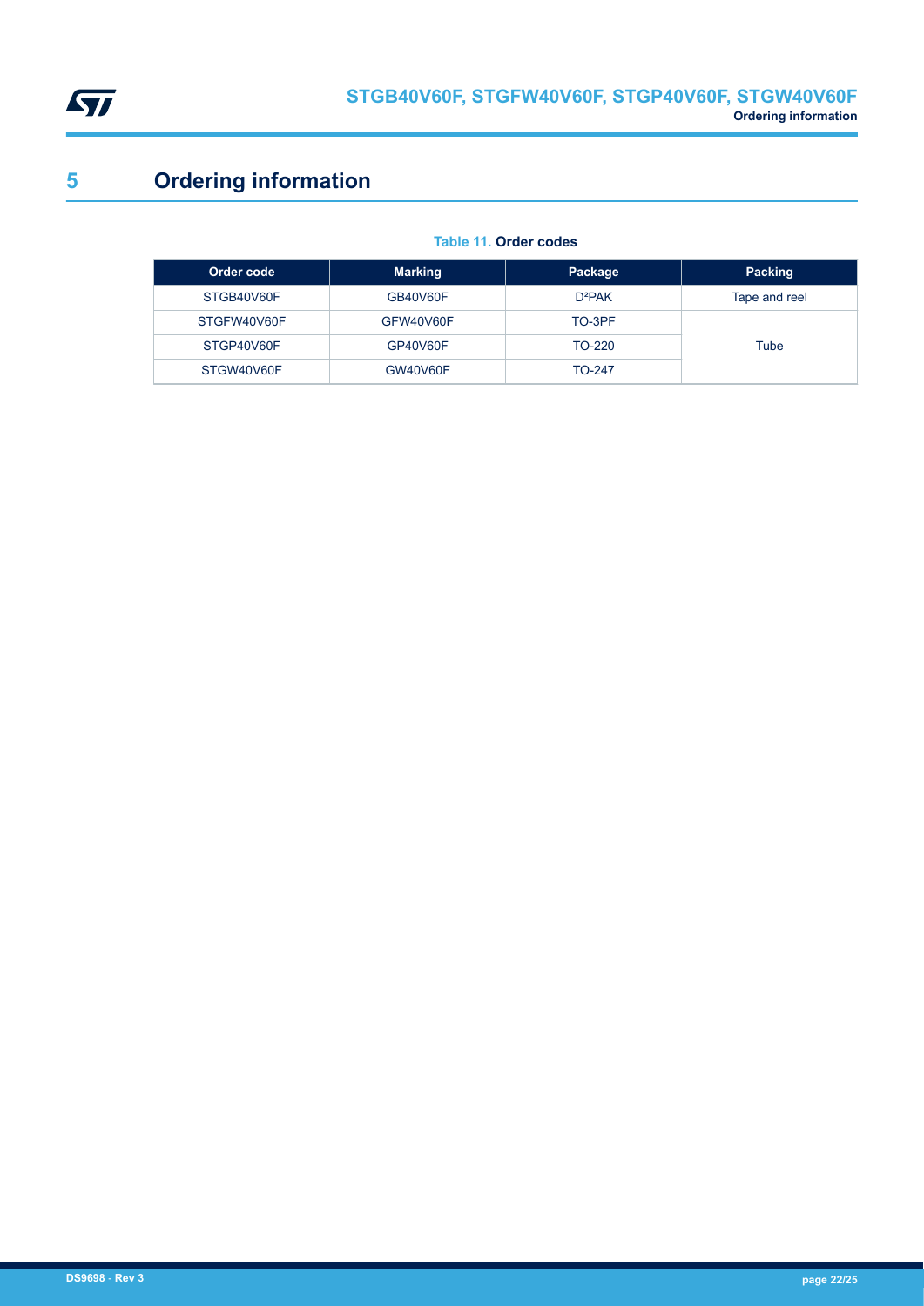# 5 Ordering information

**Table 11. Order codes**

| Order code | Marking | Package | Packing |
|---|---|---|---|
| STGB40V60F | GB40V60F | D²PAK | Tape and reel |
| STGFW40V60F | GFW40V60F | TO-3PF | Tube |
| STGP40V60F | GP40V60F | TO-220 | |
| STGW40V60F | GW40V60F | TO-247 | |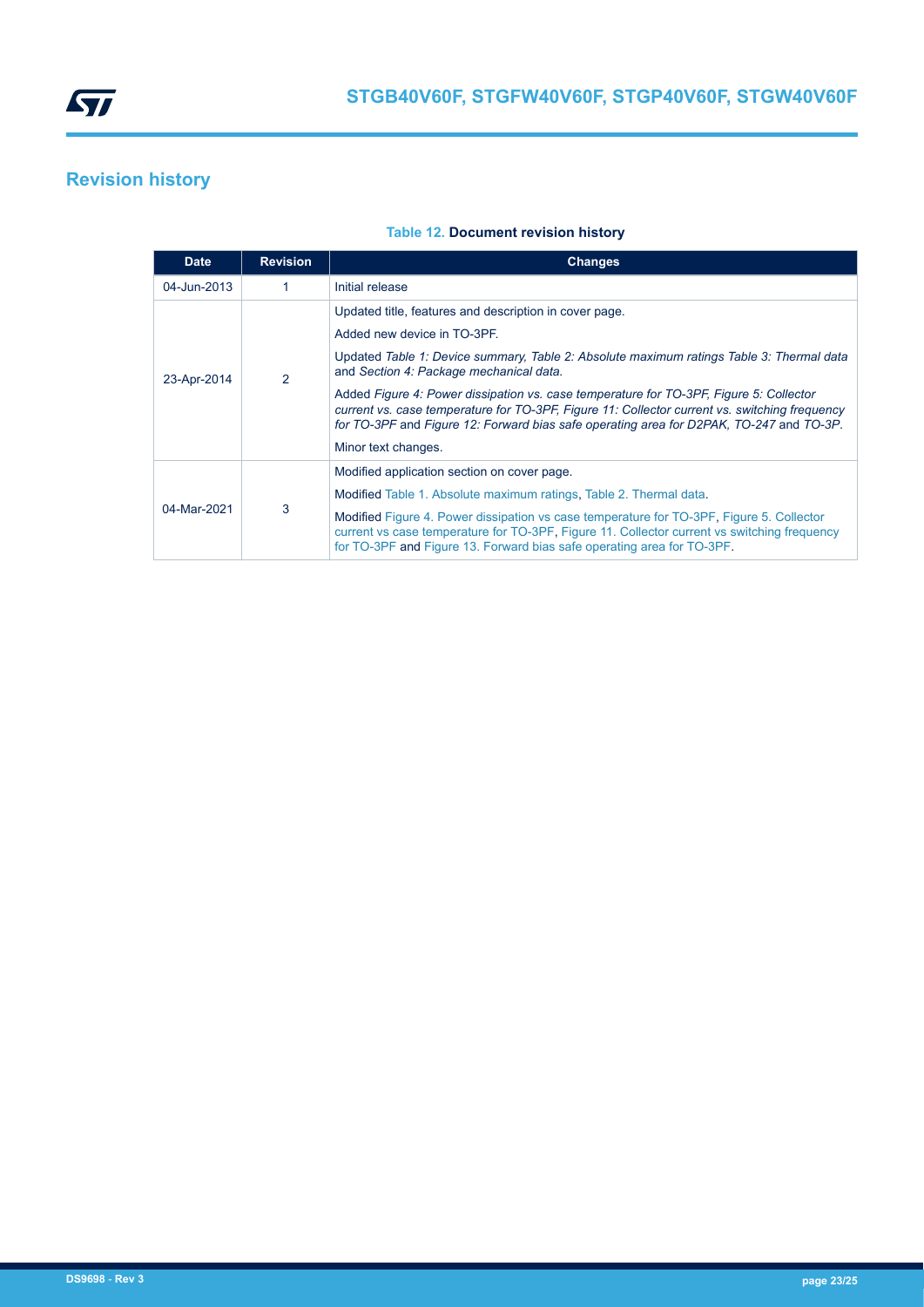# Revision history

**Table 12. Document revision history**

| Date | Revision | Changes |
|---|---|---|
| 04-Jun-2013 | 1 | Initial release |
| 23-Apr-2014 | 2 | Updated title, features and description in cover page.<br>Added new device in TO-3PF.<br>Updated *Table 1: Device summary, Table 2: Absolute maximum ratings Table 3: Thermal data* and *Section 4: Package mechanical data.*<br>Added *Figure 4: Power dissipation vs. case temperature for TO-3PF, Figure 5: Collector current vs. case temperature for TO-3PF, Figure 11: Collector current vs. switching frequency for TO-3PF* and *Figure 12: Forward bias safe operating area for D2PAK, TO-247* and *TO-3P.*<br>Minor text changes. |
| 04-Mar-2021 | 3 | Modified application section on cover page.<br>Modified Table 1. Absolute maximum ratings, Table 2. Thermal data.<br>Modified Figure 4. Power dissipation vs case temperature for TO-3PF, Figure 5. Collector current vs case temperature for TO-3PF, Figure 11. Collector current vs switching frequency for TO-3PF and Figure 13. Forward bias safe operating area for TO-3PF. |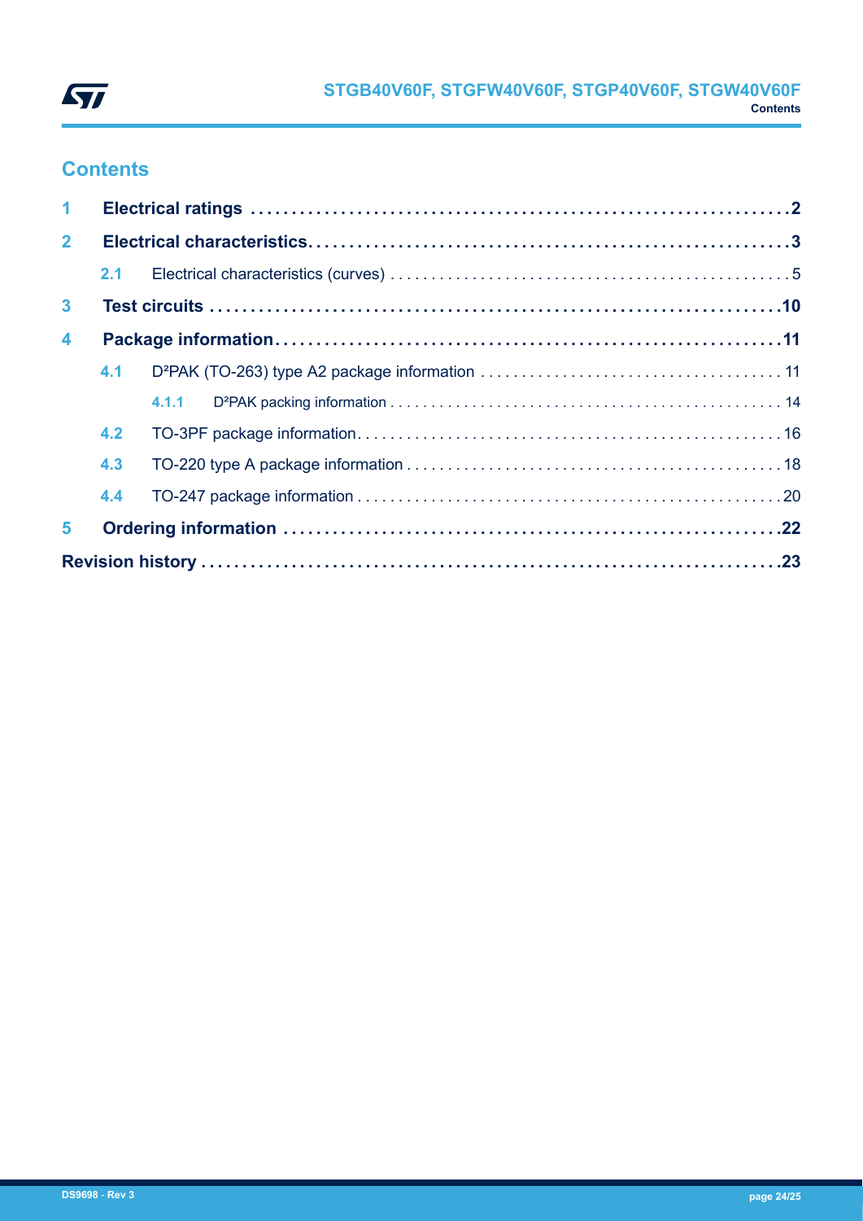## Contents

| | | |
|---|---|---|
| **1** | **Electrical ratings** | **2** |
| **2** | **Electrical characteristics** | **3** |
| 2.1 | Electrical characteristics (curves) | 5 |
| **3** | **Test circuits** | **10** |
| **4** | **Package information** | **11** |
| 4.1 | D²PAK (TO-263) type A2 package information | 11 |
| 4.1.1 | D²PAK packing information | 14 |
| 4.2 | TO-3PF package information | 16 |
| 4.3 | TO-220 type A package information | 18 |
| 4.4 | TO-247 package information | 20 |
| **5** | **Ordering information** | **22** |
| | **Revision history** | **23** |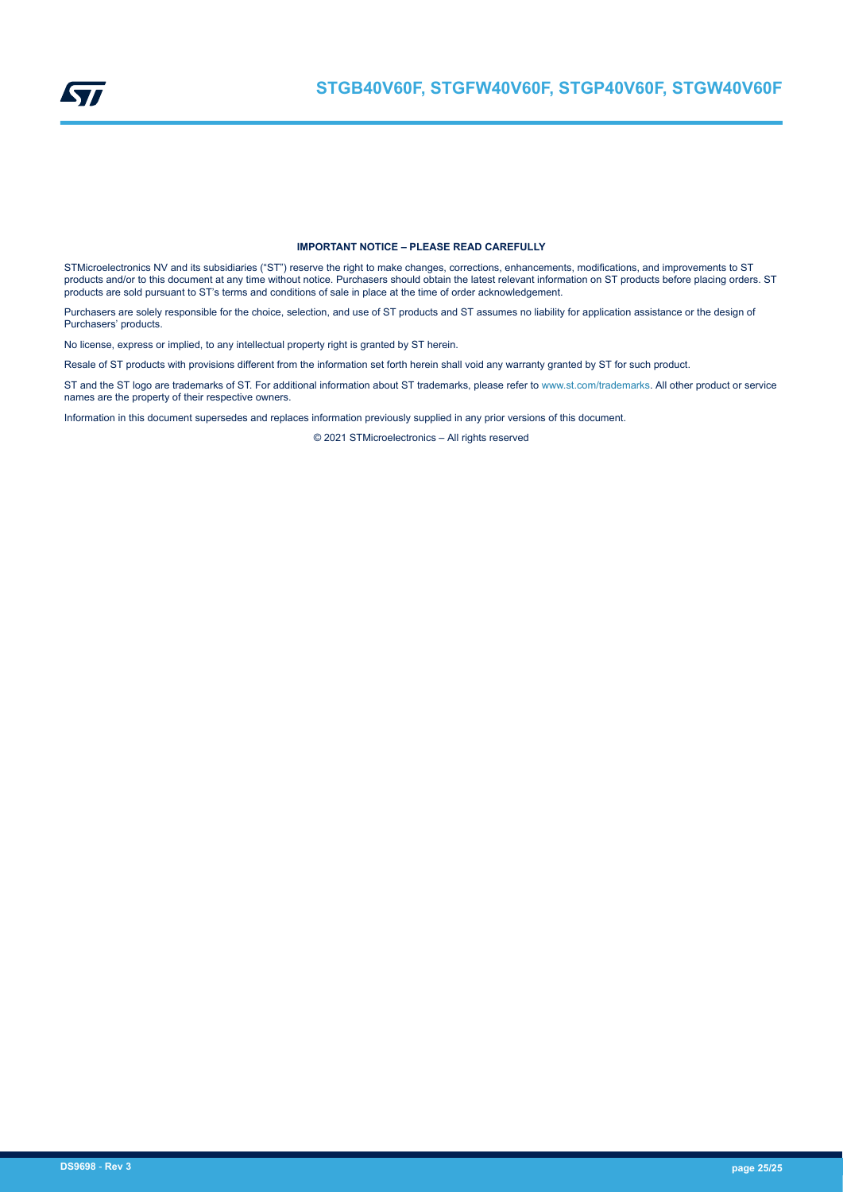**IMPORTANT NOTICE – PLEASE READ CAREFULLY**

STMicroelectronics NV and its subsidiaries ("ST") reserve the right to make changes, corrections, enhancements, modifications, and improvements to ST products and/or to this document at any time without notice. Purchasers should obtain the latest relevant information on ST products before placing orders. ST products are sold pursuant to ST's terms and conditions of sale in place at the time of order acknowledgement.

Purchasers are solely responsible for the choice, selection, and use of ST products and ST assumes no liability for application assistance or the design of Purchasers' products.

No license, express or implied, to any intellectual property right is granted by ST herein.

Resale of ST products with provisions different from the information set forth herein shall void any warranty granted by ST for such product.

ST and the ST logo are trademarks of ST. For additional information about ST trademarks, please refer to www.st.com/trademarks. All other product or service names are the property of their respective owners.

Information in this document supersedes and replaces information previously supplied in any prior versions of this document.

© 2021 STMicroelectronics – All rights reserved